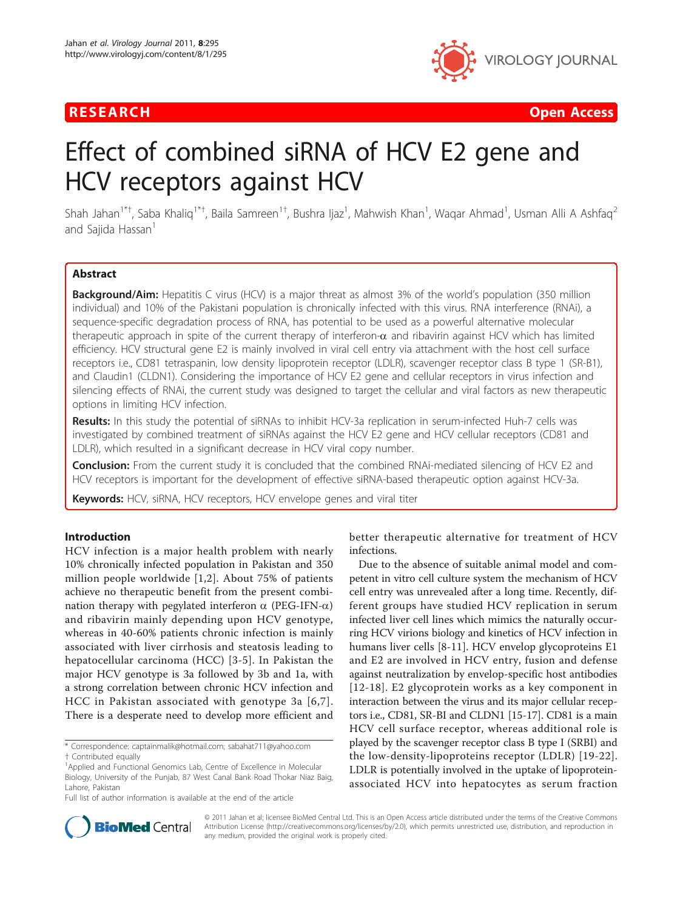# Effect of combined siRNA of HCV E2 gene and HCV receptors against HCV

Shah Jahan[1*†], Saba Khaliq[1*†], Baila Samreen[1†], Bushra Ijaz[1], Mahwish Khan[1], Waqar Ahmad[1], Usman Alli A Ashfaq[2] and Sajida Hassan[1]

## Abstract

**Background/Aim:** Hepatitis C virus (HCV) is a major threat as almost 3% of the world's population (350 million individual) and 10% of the Pakistani population is chronically infected with this virus. RNA interference (RNAi), a sequence-specific degradation process of RNA, has potential to be used as a powerful alternative molecular therapeutic approach in spite of the current therapy of interferon-$\alpha$ and ribavirin against HCV which has limited efficiency. HCV structural gene E2 is mainly involved in viral cell entry via attachment with the host cell surface receptors i.e., CD81 tetraspanin, low density lipoprotein receptor (LDLR), scavenger receptor class B type 1 (SR-B1), and Claudin1 (CLDN1). Considering the importance of HCV E2 gene and cellular receptors in virus infection and silencing effects of RNAi, the current study was designed to target the cellular and viral factors as new therapeutic options in limiting HCV infection.

**Results:** In this study the potential of siRNAs to inhibit HCV-3a replication in serum-infected Huh-7 cells was investigated by combined treatment of siRNAs against the HCV E2 gene and HCV cellular receptors (CD81 and LDLR), which resulted in a significant decrease in HCV viral copy number.

**Conclusion:** From the current study it is concluded that the combined RNAi-mediated silencing of HCV E2 and HCV receptors is important for the development of effective siRNA-based therapeutic option against HCV-3a.

**Keywords:** HCV, siRNA, HCV receptors, HCV envelope genes and viral titer

## Introduction

HCV infection is a major health problem with nearly 10% chronically infected population in Pakistan and 350 million people worldwide [1,2]. About 75% of patients achieve no therapeutic benefit from the present combination therapy with pegylated interferon $\alpha$ (PEG-IFN-$\alpha$) and ribavirin mainly depending upon HCV genotype, whereas in 40-60% patients chronic infection is mainly associated with liver cirrhosis and steatosis leading to hepatocellular carcinoma (HCC) [3-5]. In Pakistan the major HCV genotype is 3a followed by 3b and 1a, with a strong correlation between chronic HCV infection and HCC in Pakistan associated with genotype 3a [6,7]. There is a desperate need to develop more efficient and better therapeutic alternative for treatment of HCV infections.

Due to the absence of suitable animal model and competent in vitro cell culture system the mechanism of HCV cell entry was unrevealed after a long time. Recently, different groups have studied HCV replication in serum infected liver cell lines which mimics the naturally occurring HCV virions biology and kinetics of HCV infection in humans liver cells [8-11]. HCV envelop glycoproteins E1 and E2 are involved in HCV entry, fusion and defense against neutralization by envelop-specific host antibodies [12-18]. E2 glycoprotein works as a key component in interaction between the virus and its major cellular receptors i.e., CD81, SR-BI and CLDN1 [15-17]. CD81 is a main HCV cell surface receptor, whereas additional role is played by the scavenger receptor class B type I (SRBI) and the low-density-lipoproteins receptor (LDLR) [19-22]. LDLR is potentially involved in the uptake of lipoprotein-associated HCV into hepatocytes as serum fraction

\* Correspondence: captainmalik@hotmail.com; sabahat711@yahoo.com
† Contributed equally
[1]Applied and Functional Genomics Lab, Centre of Excellence in Molecular Biology, University of the Punjab, 87 West Canal Bank Road Thokar Niaz Baig, Lahore, Pakistan
Full list of author information is available at the end of the article

© 2011 Jahan et al; licensee BioMed Central Ltd. This is an Open Access article distributed under the terms of the Creative Commons Attribution License (http://creativecommons.org/licenses/by/2.0), which permits unrestricted use, distribution, and reproduction in any medium, provided the original work is properly cited.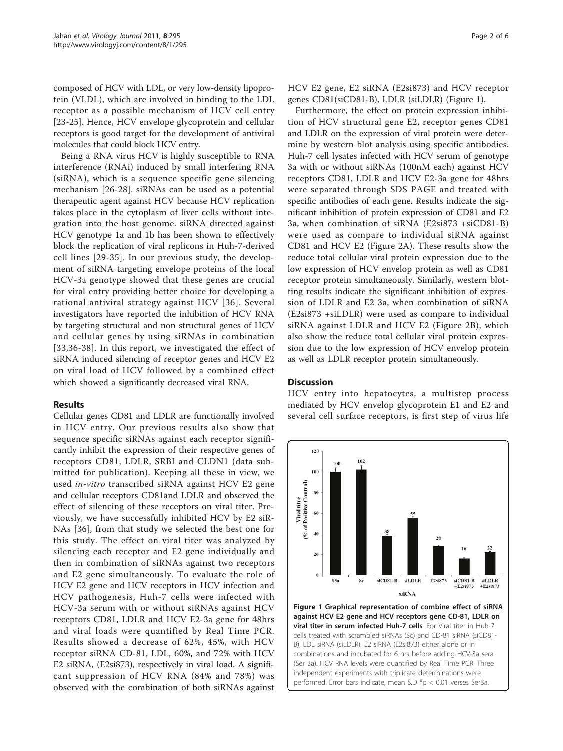composed of HCV with LDL, or very low-density lipoprotein (VLDL), which are involved in binding to the LDL receptor as a possible mechanism of HCV cell entry [23-25]. Hence, HCV envelope glycoprotein and cellular receptors is good target for the development of antiviral molecules that could block HCV entry.

Being a RNA virus HCV is highly susceptible to RNA interference (RNAi) induced by small interfering RNA (siRNA), which is a sequence specific gene silencing mechanism [26-28]. siRNAs can be used as a potential therapeutic agent against HCV because HCV replication takes place in the cytoplasm of liver cells without integration into the host genome. siRNA directed against HCV genotype 1a and 1b has been shown to effectively block the replication of viral replicons in Huh-7-derived cell lines [29-35]. In our previous study, the development of siRNA targeting envelope proteins of the local HCV-3a genotype showed that these genes are crucial for viral entry providing better choice for developing a rational antiviral strategy against HCV [36]. Several investigators have reported the inhibition of HCV RNA by targeting structural and non structural genes of HCV and cellular genes by using siRNAs in combination [33,36-38]. In this report, we investigated the effect of siRNA induced silencing of receptor genes and HCV E2 on viral load of HCV followed by a combined effect which showed a significantly decreased viral RNA.

## Results

Cellular genes CD81 and LDLR are functionally involved in HCV entry. Our previous results also show that sequence specific siRNAs against each receptor significantly inhibit the expression of their respective genes of receptors CD81, LDLR, SRBI and CLDN1 (data submitted for publication). Keeping all these in view, we used *in-vitro* transcribed siRNA against HCV E2 gene and cellular receptors CD81and LDLR and observed the effect of silencing of these receptors on viral titer. Previously, we have successfully inhibited HCV by E2 siRNAs [36], from that study we selected the best one for this study. The effect on viral titer was analyzed by silencing each receptor and E2 gene individually and then in combination of siRNAs against two receptors and E2 gene simultaneously. To evaluate the role of HCV E2 gene and HCV receptors in HCV infection and HCV pathogenesis, Huh-7 cells were infected with HCV-3a serum with or without siRNAs against HCV receptors CD81, LDLR and HCV E2-3a gene for 48hrs and viral loads were quantified by Real Time PCR. Results showed a decrease of 62%, 45%, with HCV receptor siRNA CD-81, LDL, 60%, and 72% with HCV E2 siRNA, (E2si873), respectively in viral load. A significant suppression of HCV RNA (84% and 78%) was observed with the combination of both siRNAs against HCV E2 gene, E2 siRNA (E2si873) and HCV receptor genes CD81(siCD81-B), LDLR (siLDLR) (Figure 1).

Furthermore, the effect on protein expression inhibition of HCV structural gene E2, receptor genes CD81 and LDLR on the expression of viral protein were determine by western blot analysis using specific antibodies. Huh-7 cell lysates infected with HCV serum of genotype 3a with or without siRNAs (100nM each) against HCV receptors CD81, LDLR and HCV E2-3a gene for 48hrs were separated through SDS PAGE and treated with specific antibodies of each gene. Results indicate the significant inhibition of protein expression of CD81 and E2 3a, when combination of siRNA (E2si873 +siCD81-B) were used as compare to individual siRNA against CD81 and HCV E2 (Figure 2A). These results show the reduce total cellular viral protein expression due to the low expression of HCV envelop protein as well as CD81 receptor protein simultaneously. Similarly, western blotting results indicate the significant inhibition of expression of LDLR and E2 3a, when combination of siRNA (E2si873 +siLDLR) were used as compare to individual siRNA against LDLR and HCV E2 (Figure 2B), which also show the reduce total cellular viral protein expression due to the low expression of HCV envelop protein as well as LDLR receptor protein simultaneously.

## Discussion

HCV entry into hepatocytes, a multistep process mediated by HCV envelop glycoprotein E1 and E2 and several cell surface receptors, is first step of virus life

**Figure 1 Graphical representation of combine effect of siRNA against HCV E2 gene and HCV receptors gene CD-81, LDLR on viral titer in serum infected Huh-7 cells**. For Viral titer in Huh-7 cells treated with scrambled siRNAs (Sc) and CD-81 siRNA (siCD81-B), LDL siRNA (siLDLR), E2 siRNA (E2si873) either alone or in combinations and incubated for 6 hrs before adding HCV-3a sera (Ser 3a). HCV RNA levels were quantified by Real Time PCR. Three independent experiments with triplicate determinations were performed. Error bars indicate, mean S.D *p < 0.01 verses Ser3a.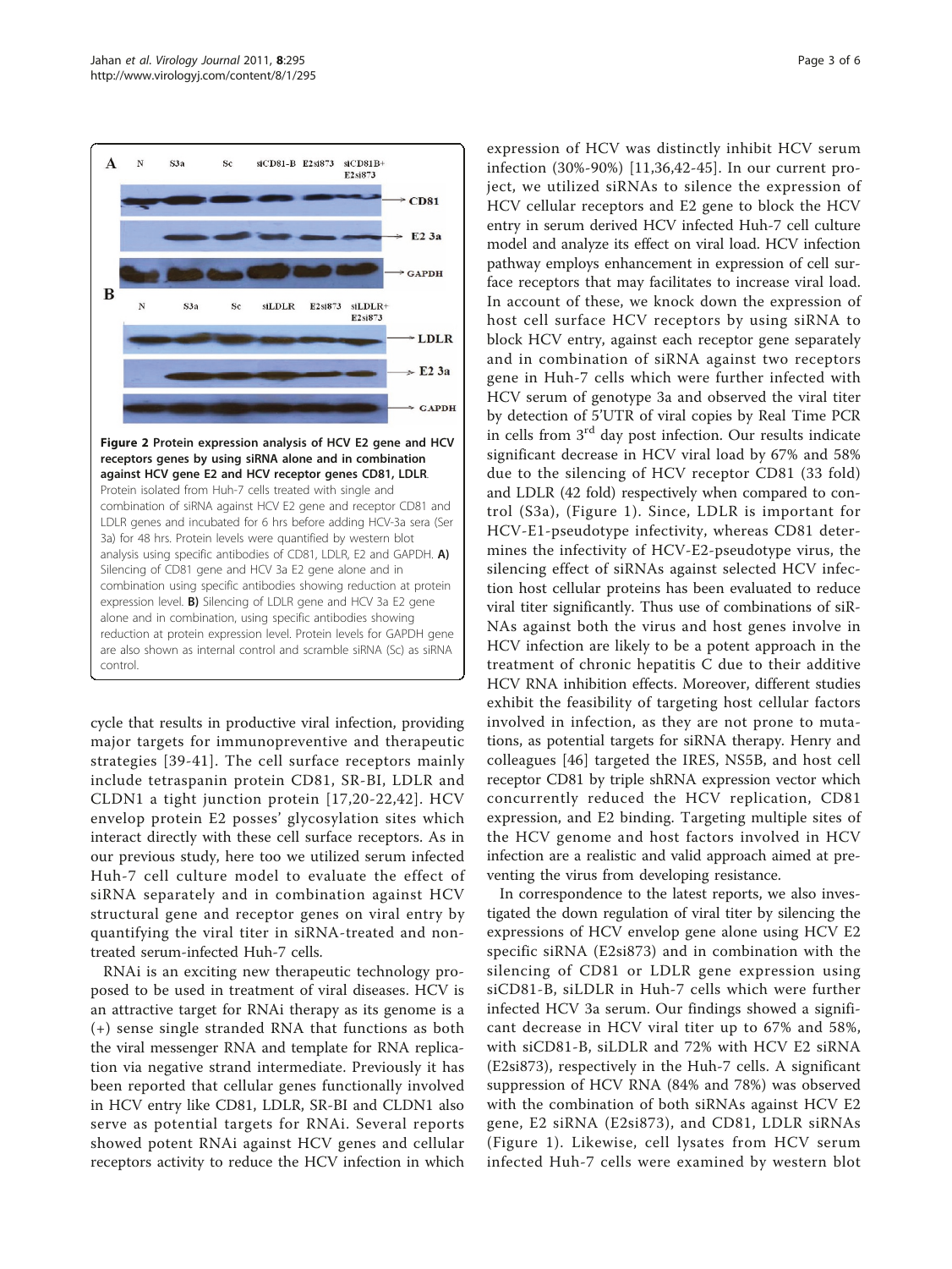**Figure 2 Protein expression analysis of HCV E2 gene and HCV receptors genes by using siRNA alone and in combination against HCV gene E2 and HCV receptor genes CD81, LDLR.** Protein isolated from Huh-7 cells treated with single and combination of siRNA against HCV E2 gene and receptor CD81 and LDLR genes and incubated for 6 hrs before adding HCV-3a sera (Ser 3a) for 48 hrs. Protein levels were quantified by western blot analysis using specific antibodies of CD81, LDLR, E2 and GAPDH. **A)** Silencing of CD81 gene and HCV 3a E2 gene alone and in combination using specific antibodies showing reduction at protein expression level. **B)** Silencing of LDLR gene and HCV 3a E2 gene alone and in combination, using specific antibodies showing reduction at protein expression level. Protein levels for GAPDH gene are also shown as internal control and scramble siRNA (Sc) as siRNA control.

cycle that results in productive viral infection, providing major targets for immunopreventive and therapeutic strategies [39-41]. The cell surface receptors mainly include tetraspanin protein CD81, SR-BI, LDLR and CLDN1 a tight junction protein [17,20-22,42]. HCV envelop protein E2 posses' glycosylation sites which interact directly with these cell surface receptors. As in our previous study, here too we utilized serum infected Huh-7 cell culture model to evaluate the effect of siRNA separately and in combination against HCV structural gene and receptor genes on viral entry by quantifying the viral titer in siRNA-treated and non-treated serum-infected Huh-7 cells.

RNAi is an exciting new therapeutic technology proposed to be used in treatment of viral diseases. HCV is an attractive target for RNAi therapy as its genome is a (+) sense single stranded RNA that functions as both the viral messenger RNA and template for RNA replication via negative strand intermediate. Previously it has been reported that cellular genes functionally involved in HCV entry like CD81, LDLR, SR-BI and CLDN1 also serve as potential targets for RNAi. Several reports showed potent RNAi against HCV genes and cellular receptors activity to reduce the HCV infection in which expression of HCV was distinctly inhibit HCV serum infection (30%-90%) [11,36,42-45]. In our current project, we utilized siRNAs to silence the expression of HCV cellular receptors and E2 gene to block the HCV entry in serum derived HCV infected Huh-7 cell culture model and analyze its effect on viral load. HCV infection pathway employs enhancement in expression of cell surface receptors that may facilitates to increase viral load. In account of these, we knock down the expression of host cell surface HCV receptors by using siRNA to block HCV entry, against each receptor gene separately and in combination of siRNA against two receptors gene in Huh-7 cells which were further infected with HCV serum of genotype 3a and observed the viral titer by detection of 5'UTR of viral copies by Real Time PCR in cells from 3[rd] day post infection. Our results indicate significant decrease in HCV viral load by 67% and 58% due to the silencing of HCV receptor CD81 (33 fold) and LDLR (42 fold) respectively when compared to control (S3a), (Figure 1). Since, LDLR is important for HCV-E1-pseudotype infectivity, whereas CD81 determines the infectivity of HCV-E2-pseudotype virus, the silencing effect of siRNAs against selected HCV infection host cellular proteins has been evaluated to reduce viral titer significantly. Thus use of combinations of siRNAs against both the virus and host genes involve in HCV infection are likely to be a potent approach in the treatment of chronic hepatitis C due to their additive HCV RNA inhibition effects. Moreover, different studies exhibit the feasibility of targeting host cellular factors involved in infection, as they are not prone to mutations, as potential targets for siRNA therapy. Henry and colleagues [46] targeted the IRES, NS5B, and host cell receptor CD81 by triple shRNA expression vector which concurrently reduced the HCV replication, CD81 expression, and E2 binding. Targeting multiple sites of the HCV genome and host factors involved in HCV infection are a realistic and valid approach aimed at preventing the virus from developing resistance.

In correspondence to the latest reports, we also investigated the down regulation of viral titer by silencing the expressions of HCV envelop gene alone using HCV E2 specific siRNA (E2si873) and in combination with the silencing of CD81 or LDLR gene expression using siCD81-B, siLDLR in Huh-7 cells which were further infected HCV 3a serum. Our findings showed a significant decrease in HCV viral titer up to 67% and 58%, with siCD81-B, siLDLR and 72% with HCV E2 siRNA (E2si873), respectively in the Huh-7 cells. A significant suppression of HCV RNA (84% and 78%) was observed with the combination of both siRNAs against HCV E2 gene, E2 siRNA (E2si873), and CD81, LDLR siRNAs (Figure 1). Likewise, cell lysates from HCV serum infected Huh-7 cells were examined by western blot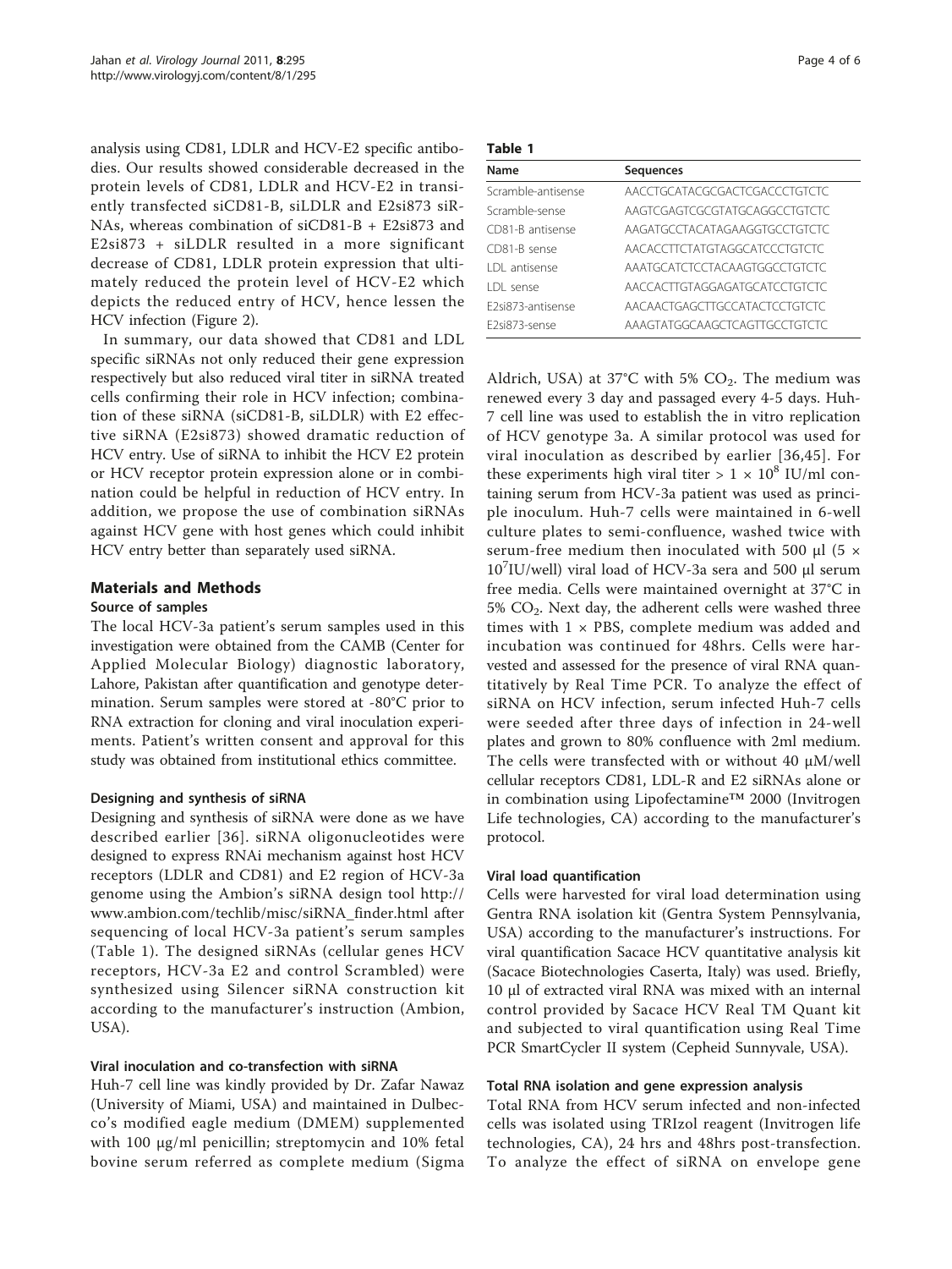analysis using CD81, LDLR and HCV-E2 specific antibodies. Our results showed considerable decreased in the protein levels of CD81, LDLR and HCV-E2 in transiently transfected siCD81-B, siLDLR and E2si873 siRNAs, whereas combination of siCD81-B + E2si873 and E2si873 + siLDLR resulted in a more significant decrease of CD81, LDLR protein expression that ultimately reduced the protein level of HCV-E2 which depicts the reduced entry of HCV, hence lessen the HCV infection (Figure 2).

In summary, our data showed that CD81 and LDL specific siRNAs not only reduced their gene expression respectively but also reduced viral titer in siRNA treated cells confirming their role in HCV infection; combination of these siRNA (siCD81-B, siLDLR) with E2 effective siRNA (E2si873) showed dramatic reduction of HCV entry. Use of siRNA to inhibit the HCV E2 protein or HCV receptor protein expression alone or in combination could be helpful in reduction of HCV entry. In addition, we propose the use of combination siRNAs against HCV gene with host genes which could inhibit HCV entry better than separately used siRNA.

## Materials and Methods

### Source of samples

The local HCV-3a patient's serum samples used in this investigation were obtained from the CAMB (Center for Applied Molecular Biology) diagnostic laboratory, Lahore, Pakistan after quantification and genotype determination. Serum samples were stored at -80°C prior to RNA extraction for cloning and viral inoculation experiments. Patient's written consent and approval for this study was obtained from institutional ethics committee.

### Designing and synthesis of siRNA

Designing and synthesis of siRNA were done as we have described earlier [36]. siRNA oligonucleotides were designed to express RNAi mechanism against host HCV receptors (LDLR and CD81) and E2 region of HCV-3a genome using the Ambion's siRNA design tool http://www.ambion.com/techlib/misc/siRNA_finder.html after sequencing of local HCV-3a patient's serum samples (Table 1). The designed siRNAs (cellular genes HCV receptors, HCV-3a E2 and control Scrambled) were synthesized using Silencer siRNA construction kit according to the manufacturer's instruction (Ambion, USA).

### Viral inoculation and co-transfection with siRNA

Huh-7 cell line was kindly provided by Dr. Zafar Nawaz (University of Miami, USA) and maintained in Dulbecco's modified eagle medium (DMEM) supplemented with 100 μg/ml penicillin; streptomycin and 10% fetal bovine serum referred as complete medium (Sigma Aldrich, USA) at 37°C with 5% $CO_2$. The medium was renewed every 3 day and passaged every 4-5 days. Huh-7 cell line was used to establish the in vitro replication of HCV genotype 3a. A similar protocol was used for viral inoculation as described by earlier [36,45]. For these experiments high viral titer > $1 \times 10^8$ IU/ml containing serum from HCV-3a patient was used as principle inoculum. Huh-7 cells were maintained in 6-well culture plates to semi-confluence, washed twice with serum-free medium then inoculated with 500 μl ($5 \times 10^7$IU/well) viral load of HCV-3a sera and 500 μl serum free media. Cells were maintained overnight at 37°C in 5% $CO_2$. Next day, the adherent cells were washed three times with 1 × PBS, complete medium was added and incubation was continued for 48hrs. Cells were harvested and assessed for the presence of viral RNA quantitatively by Real Time PCR. To analyze the effect of siRNA on HCV infection, serum infected Huh-7 cells were seeded after three days of infection in 24-well plates and grown to 80% confluence with 2ml medium. The cells were transfected with or without 40 μM/well cellular receptors CD81, LDL-R and E2 siRNAs alone or in combination using Lipofectamine™ 2000 (Invitrogen Life technologies, CA) according to the manufacturer's protocol.

**Table 1**

| Name | Sequences |
|---|---|
| Scramble-antisense | AACCTGCATACGCGACTCGACCCTGTCTC |
| Scramble-sense | AAGTCGAGTCGCGTATGCAGGCCTGTCTC |
| CD81-B antisense | AAGATGCCTACATAGAAGGTGCCTGTCTC |
| CD81-B sense | AACACCTTCTATGTAGGCATCCCTGTCTC |
| LDL antisense | AAATGCATCTCCTACAAGTGGCCTGTCTC |
| LDL sense | AACCACTTGTAGGAGATGCATCCTGTCTC |
| E2si873-antisense | AACAACTGAGCTTGCCATACTCCTGTCTC |
| E2si873-sense | AAAGTATGGCAAGCTCAGTTGCCTGTCTC |

### Viral load quantification

Cells were harvested for viral load determination using Gentra RNA isolation kit (Gentra System Pennsylvania, USA) according to the manufacturer's instructions. For viral quantification Sacace HCV quantitative analysis kit (Sacace Biotechnologies Caserta, Italy) was used. Briefly, 10 μl of extracted viral RNA was mixed with an internal control provided by Sacace HCV Real TM Quant kit and subjected to viral quantification using Real Time PCR SmartCycler II system (Cepheid Sunnyvale, USA).

### Total RNA isolation and gene expression analysis

Total RNA from HCV serum infected and non-infected cells was isolated using TRIzol reagent (Invitrogen life technologies, CA), 24 hrs and 48hrs post-transfection. To analyze the effect of siRNA on envelope gene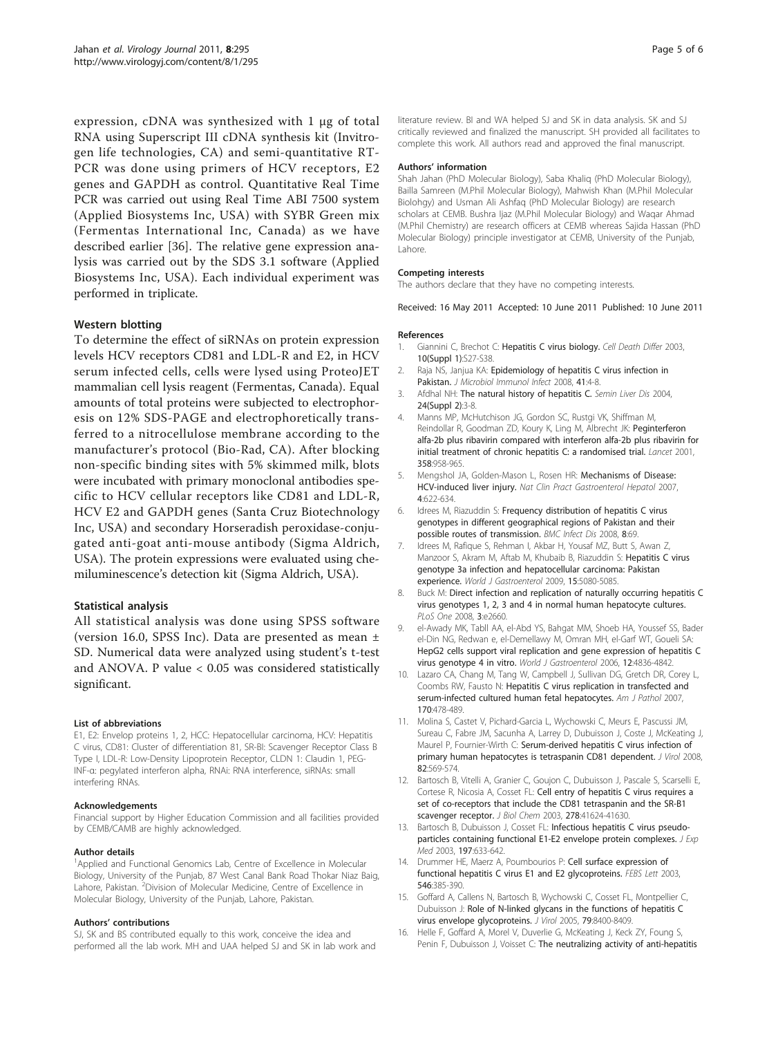expression, cDNA was synthesized with 1 μg of total RNA using Superscript III cDNA synthesis kit (Invitrogen life technologies, CA) and semi-quantitative RT-PCR was done using primers of HCV receptors, E2 genes and GAPDH as control. Quantitative Real Time PCR was carried out using Real Time ABI 7500 system (Applied Biosystems Inc, USA) with SYBR Green mix (Fermentas International Inc, Canada) as we have described earlier [36]. The relative gene expression analysis was carried out by the SDS 3.1 software (Applied Biosystems Inc, USA). Each individual experiment was performed in triplicate.

### Western blotting

To determine the effect of siRNAs on protein expression levels HCV receptors CD81 and LDL-R and E2, in HCV serum infected cells, cells were lysed using ProteoJET mammalian cell lysis reagent (Fermentas, Canada). Equal amounts of total proteins were subjected to electrophoresis on 12% SDS-PAGE and electrophoretically transferred to a nitrocellulose membrane according to the manufacturer's protocol (Bio-Rad, CA). After blocking non-specific binding sites with 5% skimmed milk, blots were incubated with primary monoclonal antibodies specific to HCV cellular receptors like CD81 and LDL-R, HCV E2 and GAPDH genes (Santa Cruz Biotechnology Inc, USA) and secondary Horseradish peroxidase-conjugated anti-goat anti-mouse antibody (Sigma Aldrich, USA). The protein expressions were evaluated using chemiluminescence's detection kit (Sigma Aldrich, USA).

### Statistical analysis

All statistical analysis was done using SPSS software (version 16.0, SPSS Inc). Data are presented as mean ± SD. Numerical data were analyzed using student's t-test and ANOVA. P value < 0.05 was considered statistically significant.

#### List of abbreviations

E1, E2: Envelop proteins 1, 2, HCC: Hepatocellular carcinoma, HCV: Hepatitis C virus, CD81: Cluster of differentiation 81, SR-BI: Scavenger Receptor Class B Type I, LDL-R: Low-Density Lipoprotein Receptor, CLDN 1: Claudin 1, PEG-INF-α: pegylated interferon alpha, RNAi: RNA interference, siRNAs: small interfering RNAs.

#### Acknowledgements

Financial support by Higher Education Commission and all facilities provided by CEMB/CAMB are highly acknowledged.

#### Author details

[1]Applied and Functional Genomics Lab, Centre of Excellence in Molecular Biology, University of the Punjab, 87 West Canal Bank Road Thokar Niaz Baig, Lahore, Pakistan. [2]Division of Molecular Medicine, Centre of Excellence in Molecular Biology, University of the Punjab, Lahore, Pakistan.

#### Authors' contributions

SJ, SK and BS contributed equally to this work, conceive the idea and performed all the lab work. MH and UAA helped SJ and SK in lab work and literature review. BI and WA helped SJ and SK in data analysis. SK and SJ critically reviewed and finalized the manuscript. SH provided all facilitates to complete this work. All authors read and approved the final manuscript.

#### Authors' information

Shah Jahan (PhD Molecular Biology), Saba Khaliq (PhD Molecular Biology), Bailla Samreen (M.Phil Molecular Biology), Mahwish Khan (M.Phil Molecular Biolohgy) and Usman Ali Ashfaq (PhD Molecular Biology) are research scholars at CEMB. Bushra Ijaz (M.Phil Molecular Biology) and Waqar Ahmad (M.Phil Chemistry) are research officers at CEMB whereas Sajida Hassan (PhD Molecular Biology) principle investigator at CEMB, University of the Punjab, Lahore.

#### Competing interests

The authors declare that they have no competing interests.

Received: 16 May 2011 Accepted: 10 June 2011 Published: 10 June 2011

#### References

1. Giannini C, Brechot C: **Hepatitis C virus biology.** *Cell Death Differ* 2003, **10(Suppl 1)**:S27-S38.
2. Raja NS, Janjua KA: **Epidemiology of hepatitis C virus infection in Pakistan.** *J Microbiol Immunol Infect* 2008, **41**:4-8.
3. Afdhal NH: **The natural history of hepatitis C.** *Semin Liver Dis* 2004, **24(Suppl 2)**:3-8.
4. Manns MP, McHutchison JG, Gordon SC, Rustgi VK, Shiffman M, Reindollar R, Goodman ZD, Koury K, Ling M, Albrecht JK: **Peginterferon alfa-2b plus ribavirin compared with interferon alfa-2b plus ribavirin for initial treatment of chronic hepatitis C: a randomised trial.** *Lancet* 2001, **358**:958-965.
5. Mengshol JA, Golden-Mason L, Rosen HR: **Mechanisms of Disease: HCV-induced liver injury.** *Nat Clin Pract Gastroenterol Hepatol* 2007, **4**:622-634.
6. Idrees M, Riazuddin S: **Frequency distribution of hepatitis C virus genotypes in different geographical regions of Pakistan and their possible routes of transmission.** *BMC Infect Dis* 2008, **8**:69.
7. Idrees M, Rafique S, Rehman I, Akbar H, Yousaf MZ, Butt S, Awan Z, Manzoor S, Akram M, Aftab M, Khubaib B, Riazuddin S: **Hepatitis C virus genotype 3a infection and hepatocellular carcinoma: Pakistan experience.** *World J Gastroenterol* 2009, **15**:5080-5085.
8. Buck M: **Direct infection and replication of naturally occurring hepatitis C virus genotypes 1, 2, 3 and 4 in normal human hepatocyte cultures.** *PLoS One* 2008, **3**:e2660.
9. el-Awady MK, Tabll AA, el-Abd YS, Bahgat MM, Shoeb HA, Youssef SS, Bader el-Din NG, Redwan e, el-Demellawy M, Omran MH, el-Garf WT, Goueli SA: **HepG2 cells support viral replication and gene expression of hepatitis C virus genotype 4 in vitro.** *World J Gastroenterol* 2006, **12**:4836-4842.
10. Lazaro CA, Chang M, Tang W, Campbell J, Sullivan DG, Gretch DR, Corey L, Coombs RW, Fausto N: **Hepatitis C virus replication in transfected and serum-infected cultured human fetal hepatocytes.** *Am J Pathol* 2007, **170**:478-489.
11. Molina S, Castet V, Pichard-Garcia L, Wychowski C, Meurs E, Pascussi JM, Sureau C, Fabre JM, Sacunha A, Larrey D, Dubuisson J, Coste J, McKeating J, Maurel P, Fournier-Wirth C: **Serum-derived hepatitis C virus infection of primary human hepatocytes is tetraspanin CD81 dependent.** *J Virol* 2008, **82**:569-574.
12. Bartosch B, Vitelli A, Granier C, Goujon C, Dubuisson J, Pascale S, Scarselli E, Cortese R, Nicosia A, Cosset FL: **Cell entry of hepatitis C virus requires a set of co-receptors that include the CD81 tetraspanin and the SR-B1 scavenger receptor.** *J Biol Chem* 2003, **278**:41624-41630.
13. Bartosch B, Dubuisson J, Cosset FL: **Infectious hepatitis C virus pseudo-particles containing functional E1-E2 envelope protein complexes.** *J Exp Med* 2003, **197**:633-642.
14. Drummer HE, Maerz A, Poumbourios P: **Cell surface expression of functional hepatitis C virus E1 and E2 glycoproteins.** *FEBS Lett* 2003, **546**:385-390.
15. Goffard A, Callens N, Bartosch B, Wychowski C, Cosset FL, Montpellier C, Dubuisson J: **Role of N-linked glycans in the functions of hepatitis C virus envelope glycoproteins.** *J Virol* 2005, **79**:8400-8409.
16. Helle F, Goffard A, Morel V, Duverlie G, McKeating J, Keck ZY, Foung S, Penin F, Dubuisson J, Voisset C: **The neutralizing activity of anti-hepatitis**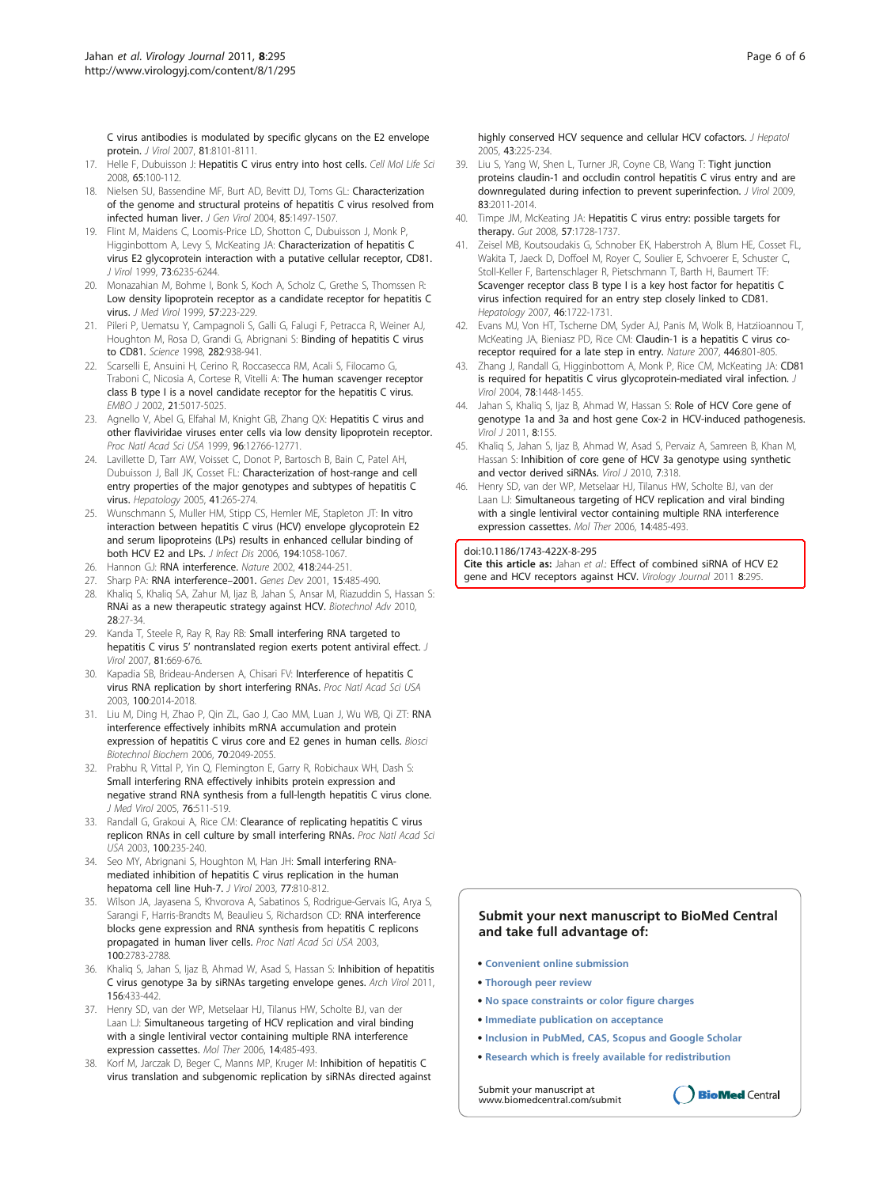C virus antibodies is modulated by specific glycans on the E2 envelope protein. *J Virol* 2007, **81**:8101-8111.

17. Helle F, Dubuisson J: **Hepatitis C virus entry into host cells.** *Cell Mol Life Sci* 2008, **65**:100-112.
18. Nielsen SU, Bassendine MF, Burt AD, Bevitt DJ, Toms GL: **Characterization of the genome and structural proteins of hepatitis C virus resolved from infected human liver.** *J Gen Virol* 2004, **85**:1497-1507.
19. Flint M, Maidens C, Loomis-Price LD, Shotton C, Dubuisson J, Monk P, Higginbottom A, Levy S, McKeating JA: **Characterization of hepatitis C virus E2 glycoprotein interaction with a putative cellular receptor, CD81.** *J Virol* 1999, **73**:6235-6244.
20. Monazahian M, Bohme I, Bonk S, Koch A, Scholz C, Grethe S, Thomssen R: **Low density lipoprotein receptor as a candidate receptor for hepatitis C virus.** *J Med Virol* 1999, **57**:223-229.
21. Pileri P, Uematsu Y, Campagnoli S, Galli G, Falugi F, Petracca R, Weiner AJ, Houghton M, Rosa D, Grandi G, Abrignani S: **Binding of hepatitis C virus to CD81.** *Science* 1998, **282**:938-941.
22. Scarselli E, Ansuini H, Cerino R, Roccasecca RM, Acali S, Filocamo G, Traboni C, Nicosia A, Cortese R, Vitelli A: **The human scavenger receptor class B type I is a novel candidate receptor for the hepatitis C virus.** *EMBO J* 2002, **21**:5017-5025.
23. Agnello V, Abel G, Elfahal M, Knight GB, Zhang QX: **Hepatitis C virus and other flaviviridae viruses enter cells via low density lipoprotein receptor.** *Proc Natl Acad Sci USA* 1999, **96**:12766-12771.
24. Lavillette D, Tarr AW, Voisset C, Donot P, Bartosch B, Bain C, Patel AH, Dubuisson J, Ball JK, Cosset FL: **Characterization of host-range and cell entry properties of the major genotypes and subtypes of hepatitis C virus.** *Hepatology* 2005, **41**:265-274.
25. Wunschmann S, Muller HM, Stipp CS, Hemler ME, Stapleton JT: **In vitro interaction between hepatitis C virus (HCV) envelope glycoprotein E2 and serum lipoproteins (LPs) results in enhanced cellular binding of both HCV E2 and LPs.** *J Infect Dis* 2006, **194**:1058-1067.
26. Hannon GJ: **RNA interference.** *Nature* 2002, **418**:244-251.
27. Sharp PA: **RNA interference–2001.** *Genes Dev* 2001, **15**:485-490.
28. Khaliq S, Khaliq SA, Zahur M, Ijaz B, Jahan S, Ansar M, Riazuddin S, Hassan S: **RNAi as a new therapeutic strategy against HCV.** *Biotechnol Adv* 2010, **28**:27-34.
29. Kanda T, Steele R, Ray R, Ray RB: **Small interfering RNA targeted to hepatitis C virus 5' nontranslated region exerts potent antiviral effect.** *J Virol* 2007, **81**:669-676.
30. Kapadia SB, Brideau-Andersen A, Chisari FV: **Interference of hepatitis C virus RNA replication by short interfering RNAs.** *Proc Natl Acad Sci USA* 2003, **100**:2014-2018.
31. Liu M, Ding H, Zhao P, Qin ZL, Gao J, Cao MM, Luan J, Wu WB, Qi ZT: **RNA interference effectively inhibits mRNA accumulation and protein expression of hepatitis C virus core and E2 genes in human cells.** *Biosci Biotechnol Biochem* 2006, **70**:2049-2055.
32. Prabhu R, Vittal P, Yin Q, Flemington E, Garry R, Robichaux WH, Dash S: **Small interfering RNA effectively inhibits protein expression and negative strand RNA synthesis from a full-length hepatitis C virus clone.** *J Med Virol* 2005, **76**:511-519.
33. Randall G, Grakoui A, Rice CM: **Clearance of replicating hepatitis C virus replicon RNAs in cell culture by small interfering RNAs.** *Proc Natl Acad Sci USA* 2003, **100**:235-240.
34. Seo MY, Abrignani S, Houghton M, Han JH: **Small interfering RNA-mediated inhibition of hepatitis C virus replication in the human hepatoma cell line Huh-7.** *J Virol* 2003, **77**:810-812.
35. Wilson JA, Jayasena S, Khvorova A, Sabatinos S, Rodrigue-Gervais IG, Arya S, Sarangi F, Harris-Brandts M, Beaulieu S, Richardson CD: **RNA interference blocks gene expression and RNA synthesis from hepatitis C replicons propagated in human liver cells.** *Proc Natl Acad Sci USA* 2003, **100**:2783-2788.
36. Khaliq S, Jahan S, Ijaz B, Ahmad W, Asad S, Hassan S: **Inhibition of hepatitis C virus genotype 3a by siRNAs targeting envelope genes.** *Arch Virol* 2011, **156**:433-442.
37. Henry SD, van der WP, Metselaar HJ, Tilanus HW, Scholte BJ, van der Laan LJ: **Simultaneous targeting of HCV replication and viral binding with a single lentiviral vector containing multiple RNA interference expression cassettes.** *Mol Ther* 2006, **14**:485-493.
38. Korf M, Jarczak D, Beger C, Manns MP, Kruger M: **Inhibition of hepatitis C virus translation and subgenomic replication by siRNAs directed against highly conserved HCV sequence and cellular HCV cofactors.** *J Hepatol* 2005, **43**:225-234.
39. Liu S, Yang W, Shen L, Turner JR, Coyne CB, Wang T: **Tight junction proteins claudin-1 and occludin control hepatitis C virus entry and are downregulated during infection to prevent superinfection.** *J Virol* 2009, **83**:2011-2014.
40. Timpe JM, McKeating JA: **Hepatitis C virus entry: possible targets for therapy.** *Gut* 2008, **57**:1728-1737.
41. Zeisel MB, Koutsoudakis G, Schnober EK, Haberstroh A, Blum HE, Cosset FL, Wakita T, Jaeck D, Doffoel M, Royer C, Soulier E, Schvoerer E, Schuster C, Stoll-Keller F, Bartenschlager R, Pietschmann T, Barth H, Baumert TF: **Scavenger receptor class B type I is a key host factor for hepatitis C virus infection required for an entry step closely linked to CD81.** *Hepatology* 2007, **46**:1722-1731.
42. Evans MJ, Von HT, Tscherne DM, Syder AJ, Panis M, Wolk B, Hatziioannou T, McKeating JA, Bieniasz PD, Rice CM: **Claudin-1 is a hepatitis C virus co-receptor required for a late step in entry.** *Nature* 2007, **446**:801-805.
43. Zhang J, Randall G, Higginbottom A, Monk P, Rice CM, McKeating JA: **CD81 is required for hepatitis C virus glycoprotein-mediated viral infection.** *J Virol* 2004, **78**:1448-1455.
44. Jahan S, Khaliq S, Ijaz B, Ahmad W, Hassan S: **Role of HCV Core gene of genotype 1a and 3a and host gene Cox-2 in HCV-induced pathogenesis.** *Virol J* 2011, **8**:155.
45. Khaliq S, Jahan S, Ijaz B, Ahmad W, Asad S, Pervaiz A, Samreen B, Khan M, Hassan S: **Inhibition of core gene of HCV 3a genotype using synthetic and vector derived siRNAs.** *Virol J* 2010, **7**:318.
46. Henry SD, van der WP, Metselaar HJ, Tilanus HW, Scholte BJ, van der Laan LJ: **Simultaneous targeting of HCV replication and viral binding with a single lentiviral vector containing multiple RNA interference expression cassettes.** *Mol Ther* 2006, **14**:485-493.

doi:10.1186/1743-422X-8-295
**Cite this article as:** Jahan *et al.*: Effect of combined siRNA of HCV E2 gene and HCV receptors against HCV. *Virology Journal* 2011 **8**:295.

**Submit your next manuscript to BioMed Central and take full advantage of:**

- **Convenient online submission**
- **Thorough peer review**
- **No space constraints or color figure charges**
- **Immediate publication on acceptance**
- **Inclusion in PubMed, CAS, Scopus and Google Scholar**
- **Research which is freely available for redistribution**

Submit your manuscript at
www.biomedcentral.com/submit

BioMed Central